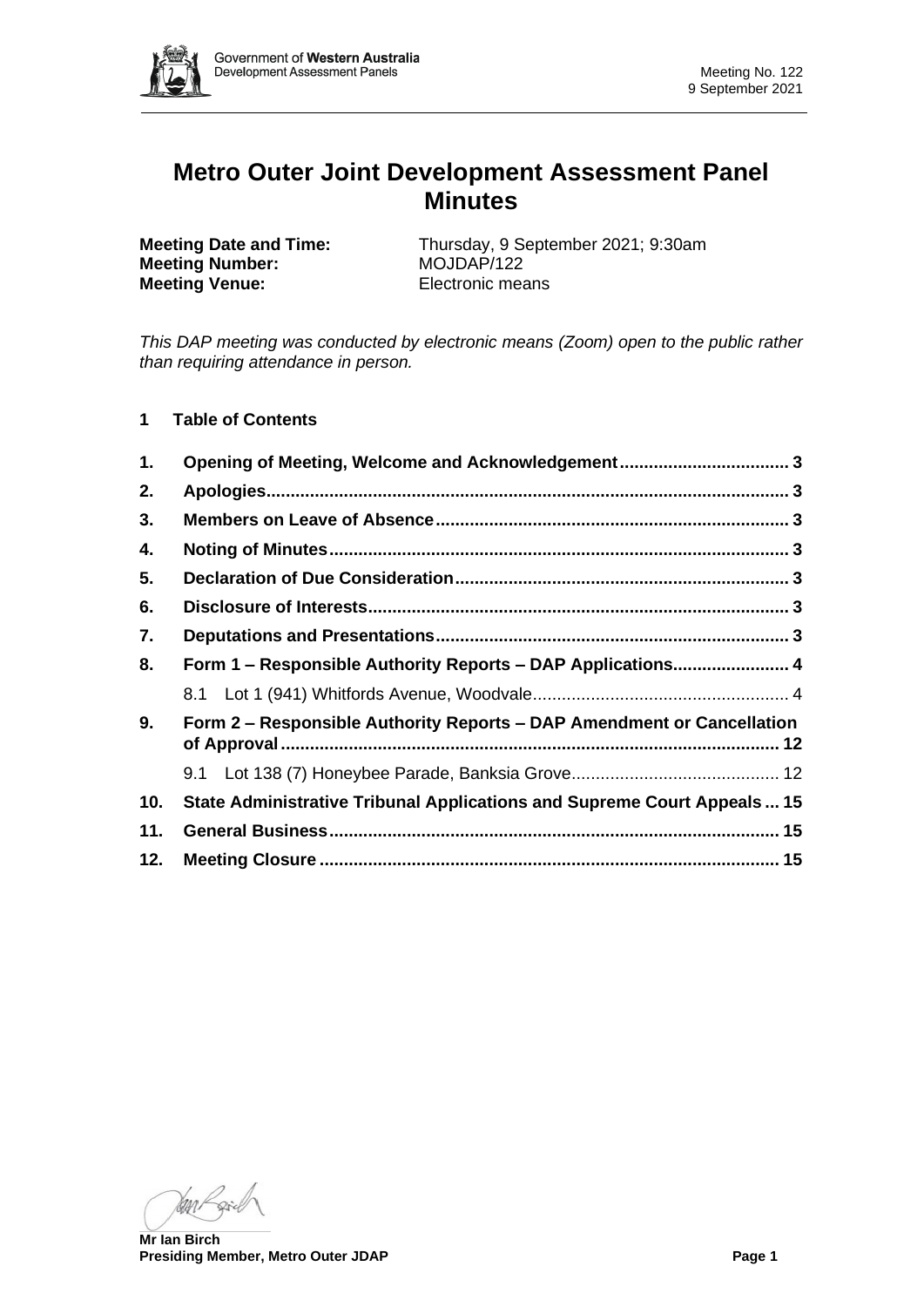# Metro Outer Joint Development Assessment Panel Minutes

**Meeting Date and Time:** Thursday, 9 September 2021; 9:30am
**Meeting Number:** MOJDAP/122
**Meeting Venue:** Electronic means

*This DAP meeting was conducted by electronic means (Zoom) open to the public rather than requiring attendance in person.*

## 1 Table of Contents

| | | |
|---|---|---|
| 1. | Opening of Meeting, Welcome and Acknowledgement | 3 |
| 2. | Apologies | 3 |
| 3. | Members on Leave of Absence | 3 |
| 4. | Noting of Minutes | 3 |
| 5. | Declaration of Due Consideration | 3 |
| 6. | Disclosure of Interests | 3 |
| 7. | Deputations and Presentations | 3 |
| 8. | Form 1 – Responsible Authority Reports – DAP Applications | 4 |
| | 8.1 Lot 1 (941) Whitfords Avenue, Woodvale | 4 |
| 9. | Form 2 – Responsible Authority Reports – DAP Amendment or Cancellation of Approval | 12 |
| | 9.1 Lot 138 (7) Honeybee Parade, Banksia Grove | 12 |
| 10. | State Administrative Tribunal Applications and Supreme Court Appeals | 15 |
| 11. | General Business | 15 |
| 12. | Meeting Closure | 15 |

**Mr Ian Birch**
**Presiding Member, Metro Outer JDAP**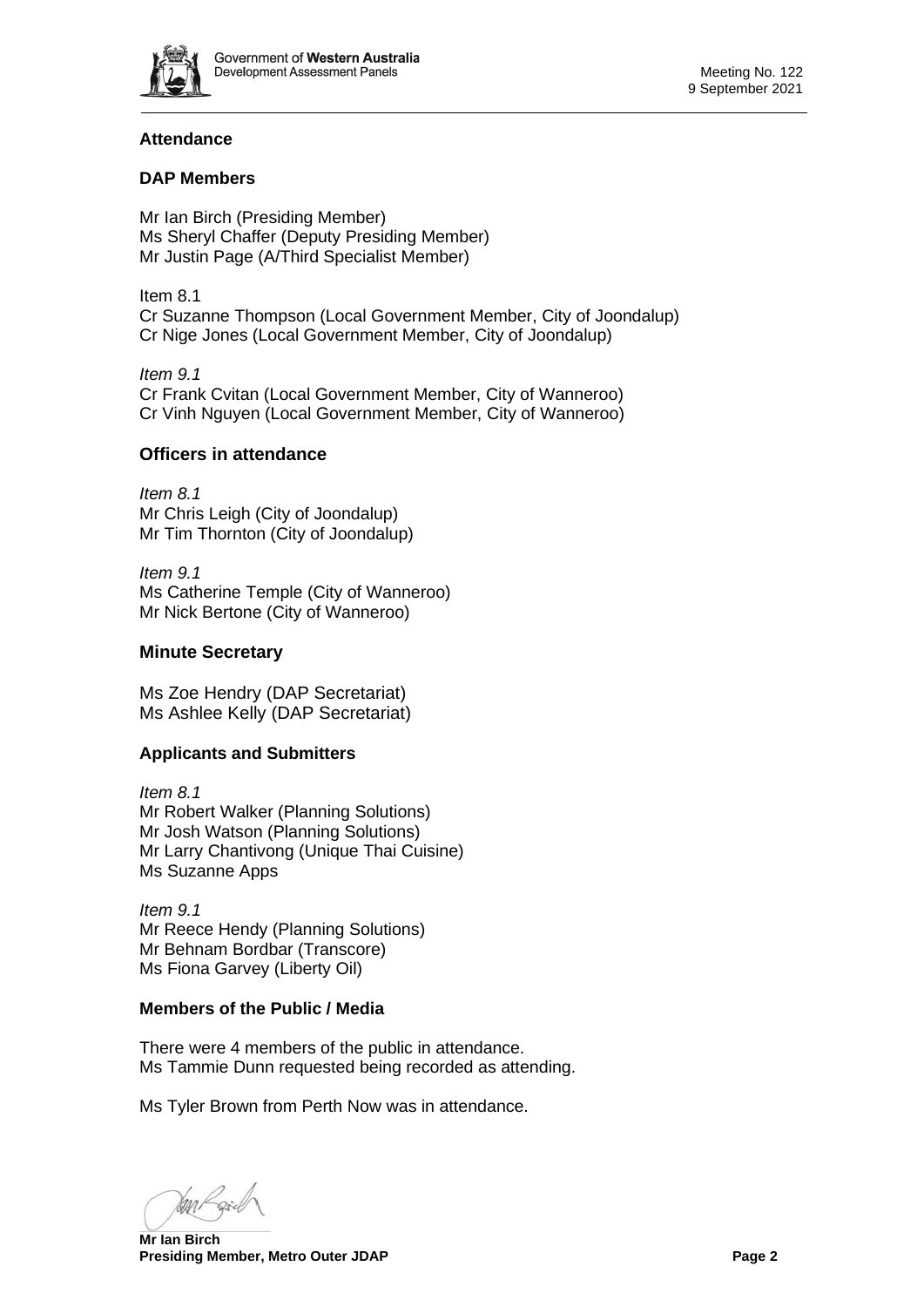## Attendance

### DAP Members

Mr Ian Birch (Presiding Member)
Ms Sheryl Chaffer (Deputy Presiding Member)
Mr Justin Page (A/Third Specialist Member)

Item 8.1
Cr Suzanne Thompson (Local Government Member, City of Joondalup)
Cr Nige Jones (Local Government Member, City of Joondalup)

*Item 9.1*
Cr Frank Cvitan (Local Government Member, City of Wanneroo)
Cr Vinh Nguyen (Local Government Member, City of Wanneroo)

### Officers in attendance

*Item 8.1*
Mr Chris Leigh (City of Joondalup)
Mr Tim Thornton (City of Joondalup)

*Item 9.1*
Ms Catherine Temple (City of Wanneroo)
Mr Nick Bertone (City of Wanneroo)

### Minute Secretary

Ms Zoe Hendry (DAP Secretariat)
Ms Ashlee Kelly (DAP Secretariat)

### Applicants and Submitters

*Item 8.1*
Mr Robert Walker (Planning Solutions)
Mr Josh Watson (Planning Solutions)
Mr Larry Chantivong (Unique Thai Cuisine)
Ms Suzanne Apps

*Item 9.1*
Mr Reece Hendy (Planning Solutions)
Mr Behnam Bordbar (Transcore)
Ms Fiona Garvey (Liberty Oil)

### Members of the Public / Media

There were 4 members of the public in attendance.
Ms Tammie Dunn requested being recorded as attending.

Ms Tyler Brown from Perth Now was in attendance.

**Mr Ian Birch**
**Presiding Member, Metro Outer JDAP**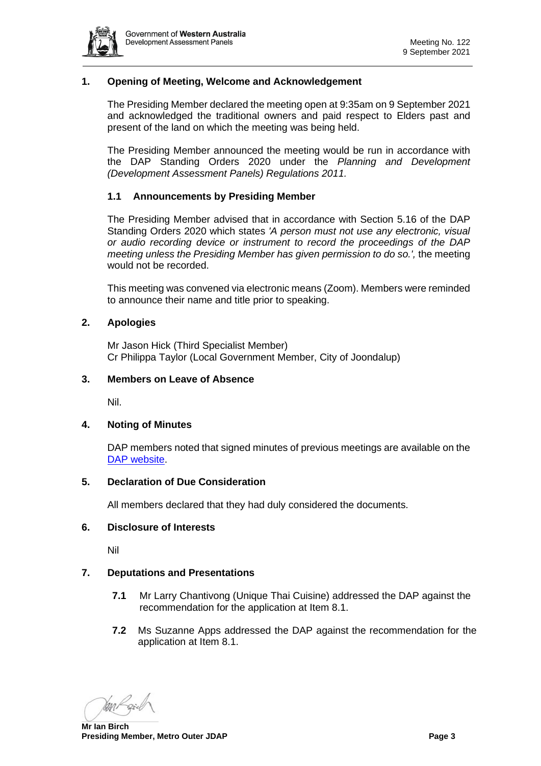## 1. Opening of Meeting, Welcome and Acknowledgement

The Presiding Member declared the meeting open at 9:35am on 9 September 2021 and acknowledged the traditional owners and paid respect to Elders past and present of the land on which the meeting was being held.

The Presiding Member announced the meeting would be run in accordance with the DAP Standing Orders 2020 under the *Planning and Development (Development Assessment Panels) Regulations 2011.*

### 1.1 Announcements by Presiding Member

The Presiding Member advised that in accordance with Section 5.16 of the DAP Standing Orders 2020 which states *'A person must not use any electronic, visual or audio recording device or instrument to record the proceedings of the DAP meeting unless the Presiding Member has given permission to do so.',* the meeting would not be recorded.

This meeting was convened via electronic means (Zoom). Members were reminded to announce their name and title prior to speaking.

## 2. Apologies

Mr Jason Hick (Third Specialist Member)
Cr Philippa Taylor (Local Government Member, City of Joondalup)

## 3. Members on Leave of Absence

Nil.

## 4. Noting of Minutes

DAP members noted that signed minutes of previous meetings are available on the [DAP website](DAP website).

## 5. Declaration of Due Consideration

All members declared that they had duly considered the documents.

## 6. Disclosure of Interests

Nil

## 7. Deputations and Presentations

**7.1** Mr Larry Chantivong (Unique Thai Cuisine) addressed the DAP against the recommendation for the application at Item 8.1.

**7.2** Ms Suzanne Apps addressed the DAP against the recommendation for the application at Item 8.1.

**Mr Ian Birch**
**Presiding Member, Metro Outer JDAP**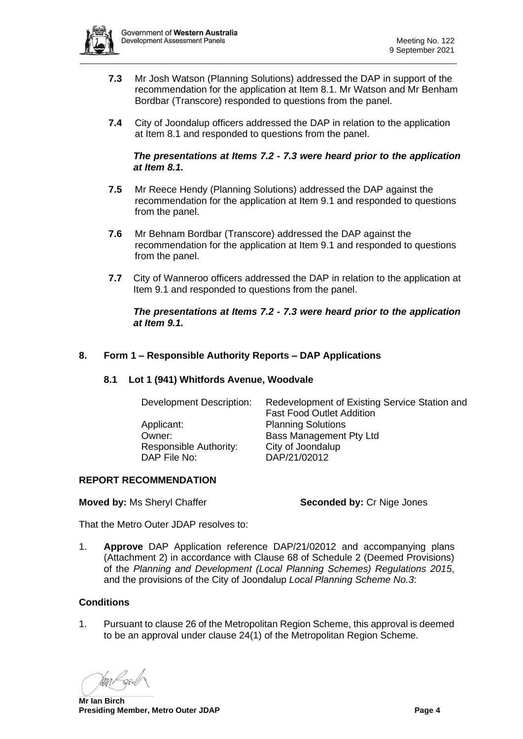**7.3** Mr Josh Watson (Planning Solutions) addressed the DAP in support of the recommendation for the application at Item 8.1. Mr Watson and Mr Benham Bordbar (Transcore) responded to questions from the panel.

**7.4** City of Joondalup officers addressed the DAP in relation to the application at Item 8.1 and responded to questions from the panel.

***The presentations at Items 7.2 - 7.3 were heard prior to the application at Item 8.1.***

**7.5** Mr Reece Hendy (Planning Solutions) addressed the DAP against the recommendation for the application at Item 9.1 and responded to questions from the panel.

**7.6** Mr Behnam Bordbar (Transcore) addressed the DAP against the recommendation for the application at Item 9.1 and responded to questions from the panel.

**7.7** City of Wanneroo officers addressed the DAP in relation to the application at Item 9.1 and responded to questions from the panel.

***The presentations at Items 7.2 - 7.3 were heard prior to the application at Item 9.1.***

## 8. Form 1 – Responsible Authority Reports – DAP Applications

### 8.1 Lot 1 (941) Whitfords Avenue, Woodvale

| | |
|---|---|
| Development Description: | Redevelopment of Existing Service Station and Fast Food Outlet Addition |
| Applicant: | Planning Solutions |
| Owner: | Bass Management Pty Ltd |
| Responsible Authority: | City of Joondalup |
| DAP File No: | DAP/21/02012 |

**REPORT RECOMMENDATION**

**Moved by:** Ms Sheryl Chaffer **Seconded by:** Cr Nige Jones

That the Metro Outer JDAP resolves to:

1. **Approve** DAP Application reference DAP/21/02012 and accompanying plans (Attachment 2) in accordance with Clause 68 of Schedule 2 (Deemed Provisions) of the *Planning and Development (Local Planning Schemes) Regulations 2015*, and the provisions of the City of Joondalup *Local Planning Scheme No.3*:

**Conditions**

1. Pursuant to clause 26 of the Metropolitan Region Scheme, this approval is deemed to be an approval under clause 24(1) of the Metropolitan Region Scheme.

**Mr Ian Birch**
**Presiding Member, Metro Outer JDAP**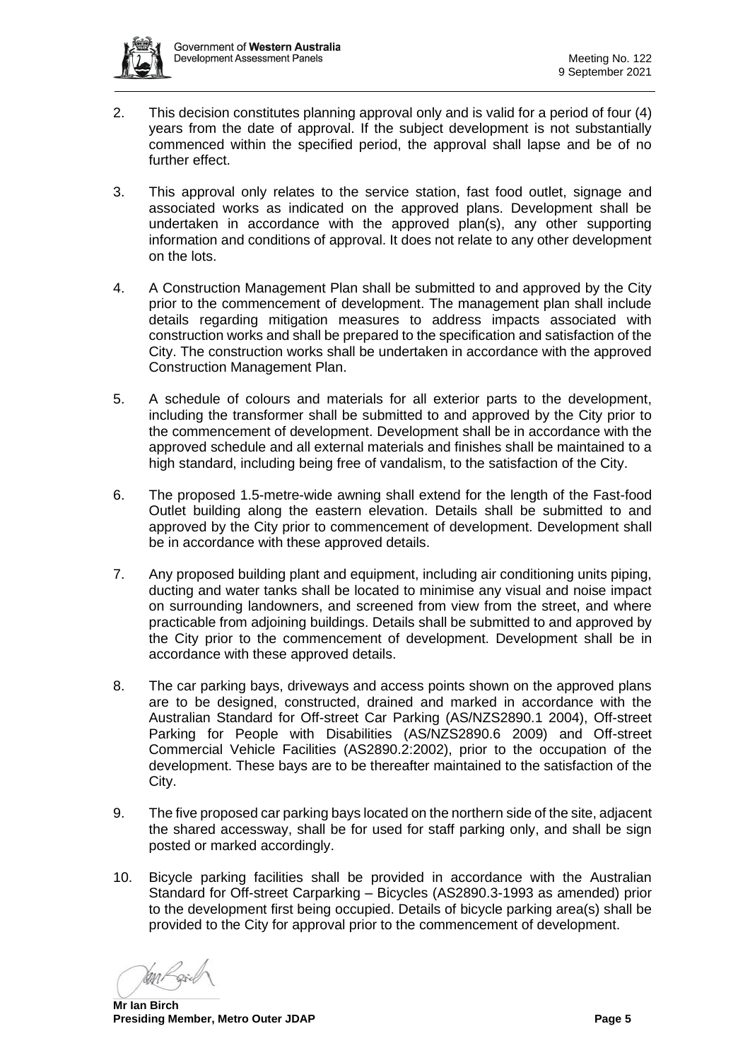2. This decision constitutes planning approval only and is valid for a period of four (4) years from the date of approval. If the subject development is not substantially commenced within the specified period, the approval shall lapse and be of no further effect.

3. This approval only relates to the service station, fast food outlet, signage and associated works as indicated on the approved plans. Development shall be undertaken in accordance with the approved plan(s), any other supporting information and conditions of approval. It does not relate to any other development on the lots.

4. A Construction Management Plan shall be submitted to and approved by the City prior to the commencement of development. The management plan shall include details regarding mitigation measures to address impacts associated with construction works and shall be prepared to the specification and satisfaction of the City. The construction works shall be undertaken in accordance with the approved Construction Management Plan.

5. A schedule of colours and materials for all exterior parts to the development, including the transformer shall be submitted to and approved by the City prior to the commencement of development. Development shall be in accordance with the approved schedule and all external materials and finishes shall be maintained to a high standard, including being free of vandalism, to the satisfaction of the City.

6. The proposed 1.5-metre-wide awning shall extend for the length of the Fast-food Outlet building along the eastern elevation. Details shall be submitted to and approved by the City prior to commencement of development. Development shall be in accordance with these approved details.

7. Any proposed building plant and equipment, including air conditioning units piping, ducting and water tanks shall be located to minimise any visual and noise impact on surrounding landowners, and screened from view from the street, and where practicable from adjoining buildings. Details shall be submitted to and approved by the City prior to the commencement of development. Development shall be in accordance with these approved details.

8. The car parking bays, driveways and access points shown on the approved plans are to be designed, constructed, drained and marked in accordance with the Australian Standard for Off-street Car Parking (AS/NZS2890.1 2004), Off-street Parking for People with Disabilities (AS/NZS2890.6 2009) and Off-street Commercial Vehicle Facilities (AS2890.2:2002), prior to the occupation of the development. These bays are to be thereafter maintained to the satisfaction of the City.

9. The five proposed car parking bays located on the northern side of the site, adjacent the shared accessway, shall be for used for staff parking only, and shall be sign posted or marked accordingly.

10. Bicycle parking facilities shall be provided in accordance with the Australian Standard for Off-street Carparking – Bicycles (AS2890.3-1993 as amended) prior to the development first being occupied. Details of bicycle parking area(s) shall be provided to the City for approval prior to the commencement of development.

**Mr Ian Birch**
**Presiding Member, Metro Outer JDAP**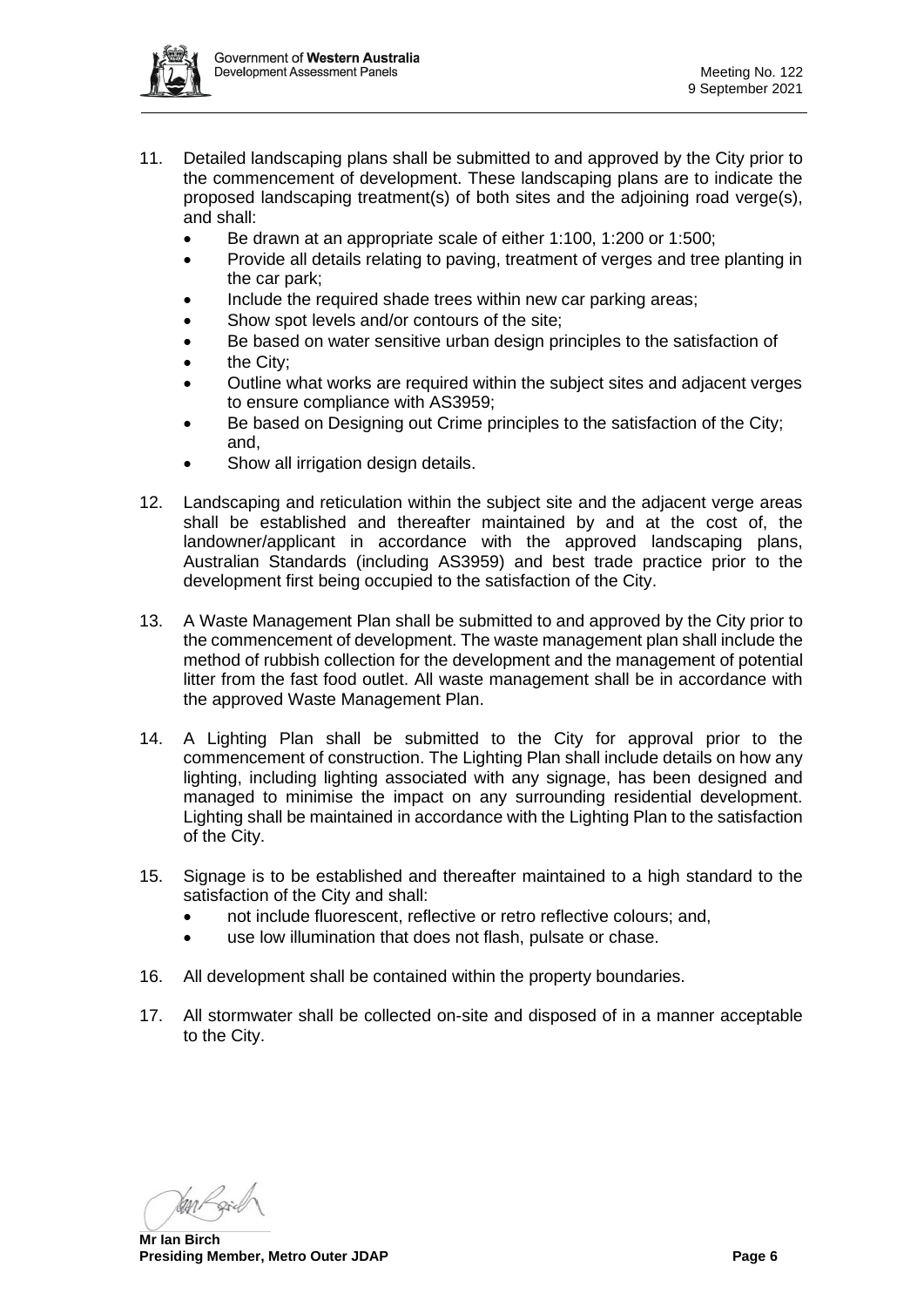11. Detailed landscaping plans shall be submitted to and approved by the City prior to the commencement of development. These landscaping plans are to indicate the proposed landscaping treatment(s) of both sites and the adjoining road verge(s), and shall:
    - Be drawn at an appropriate scale of either 1:100, 1:200 or 1:500;
    - Provide all details relating to paving, treatment of verges and tree planting in the car park;
    - Include the required shade trees within new car parking areas;
    - Show spot levels and/or contours of the site;
    - Be based on water sensitive urban design principles to the satisfaction of
    - the City;
    - Outline what works are required within the subject sites and adjacent verges to ensure compliance with AS3959;
    - Be based on Designing out Crime principles to the satisfaction of the City; and,
    - Show all irrigation design details.

12. Landscaping and reticulation within the subject site and the adjacent verge areas shall be established and thereafter maintained by and at the cost of, the landowner/applicant in accordance with the approved landscaping plans, Australian Standards (including AS3959) and best trade practice prior to the development first being occupied to the satisfaction of the City.

13. A Waste Management Plan shall be submitted to and approved by the City prior to the commencement of development. The waste management plan shall include the method of rubbish collection for the development and the management of potential litter from the fast food outlet. All waste management shall be in accordance with the approved Waste Management Plan.

14. A Lighting Plan shall be submitted to the City for approval prior to the commencement of construction. The Lighting Plan shall include details on how any lighting, including lighting associated with any signage, has been designed and managed to minimise the impact on any surrounding residential development. Lighting shall be maintained in accordance with the Lighting Plan to the satisfaction of the City.

15. Signage is to be established and thereafter maintained to a high standard to the satisfaction of the City and shall:
    - not include fluorescent, reflective or retro reflective colours; and,
    - use low illumination that does not flash, pulsate or chase.

16. All development shall be contained within the property boundaries.

17. All stormwater shall be collected on-site and disposed of in a manner acceptable to the City.

**Mr Ian Birch**
**Presiding Member, Metro Outer JDAP**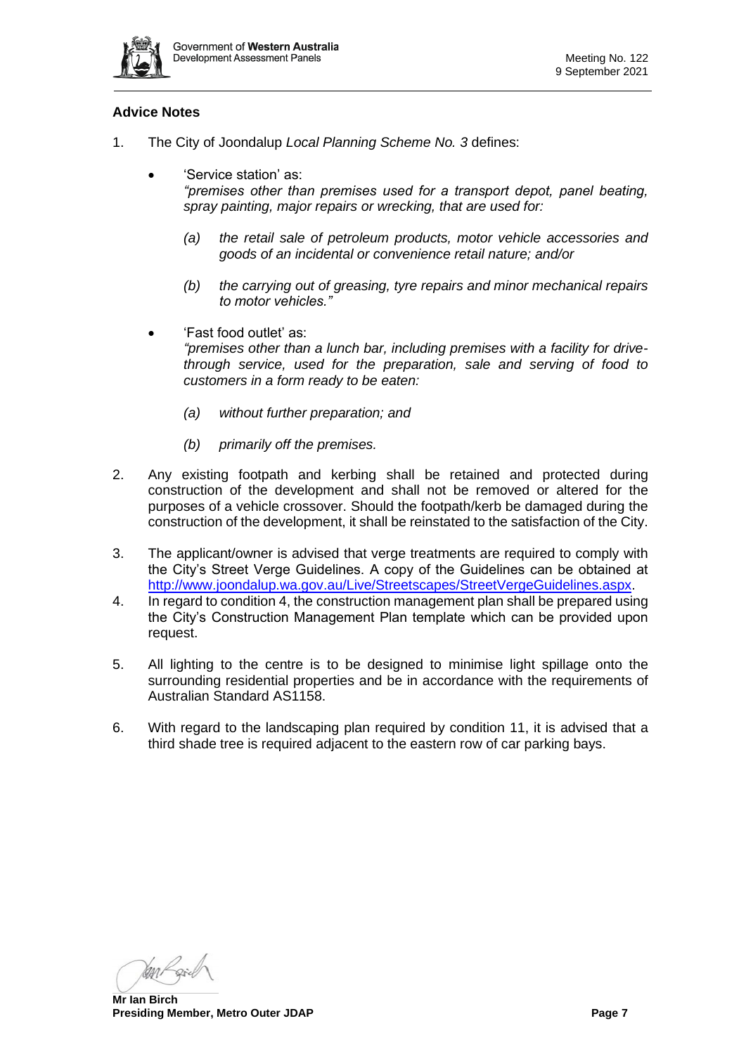## Advice Notes

1. The City of Joondalup *Local Planning Scheme No. 3* defines:

   - 'Service station' as:
     *"premises other than premises used for a transport depot, panel beating, spray painting, major repairs or wrecking, that are used for:*

     *(a) the retail sale of petroleum products, motor vehicle accessories and goods of an incidental or convenience retail nature; and/or*

     *(b) the carrying out of greasing, tyre repairs and minor mechanical repairs to motor vehicles."*

   - 'Fast food outlet' as:
     *"premises other than a lunch bar, including premises with a facility for drive-through service, used for the preparation, sale and serving of food to customers in a form ready to be eaten:*

     *(a) without further preparation; and*

     *(b) primarily off the premises.*

2. Any existing footpath and kerbing shall be retained and protected during construction of the development and shall not be removed or altered for the purposes of a vehicle crossover. Should the footpath/kerb be damaged during the construction of the development, it shall be reinstated to the satisfaction of the City.

3. The applicant/owner is advised that verge treatments are required to comply with the City's Street Verge Guidelines. A copy of the Guidelines can be obtained at http://www.joondalup.wa.gov.au/Live/Streetscapes/StreetVergeGuidelines.aspx.

4. In regard to condition 4, the construction management plan shall be prepared using the City's Construction Management Plan template which can be provided upon request.

5. All lighting to the centre is to be designed to minimise light spillage onto the surrounding residential properties and be in accordance with the requirements of Australian Standard AS1158.

6. With regard to the landscaping plan required by condition 11, it is advised that a third shade tree is required adjacent to the eastern row of car parking bays.

**Mr Ian Birch**
**Presiding Member, Metro Outer JDAP**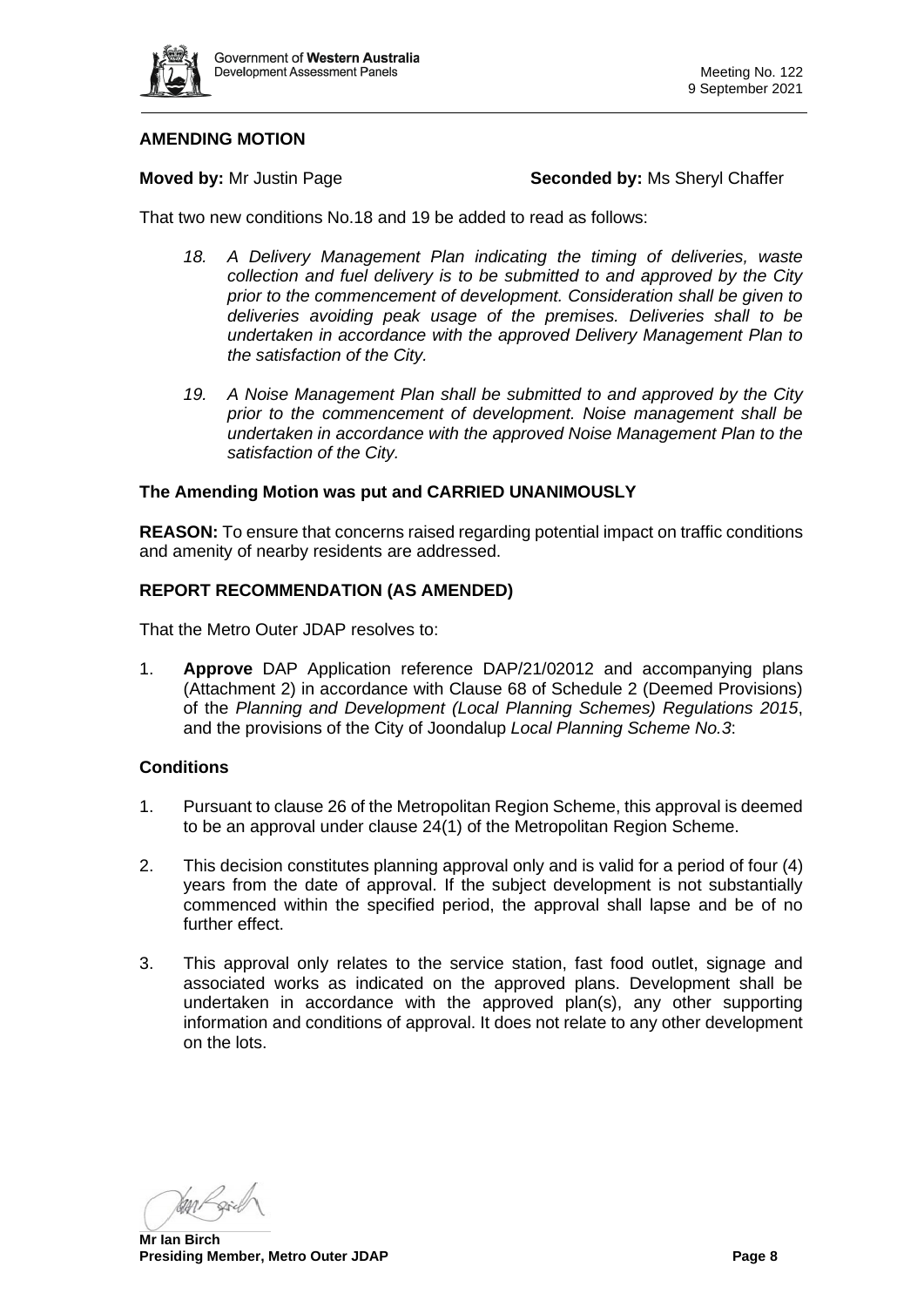## AMENDING MOTION

**Moved by:** Mr Justin Page **Seconded by:** Ms Sheryl Chaffer

That two new conditions No.18 and 19 be added to read as follows:

*18. A Delivery Management Plan indicating the timing of deliveries, waste collection and fuel delivery is to be submitted to and approved by the City prior to the commencement of development. Consideration shall be given to deliveries avoiding peak usage of the premises. Deliveries shall to be undertaken in accordance with the approved Delivery Management Plan to the satisfaction of the City.*

*19. A Noise Management Plan shall be submitted to and approved by the City prior to the commencement of development. Noise management shall be undertaken in accordance with the approved Noise Management Plan to the satisfaction of the City.*

**The Amending Motion was put and CARRIED UNANIMOUSLY**

**REASON:** To ensure that concerns raised regarding potential impact on traffic conditions and amenity of nearby residents are addressed.

## REPORT RECOMMENDATION (AS AMENDED)

That the Metro Outer JDAP resolves to:

1. **Approve** DAP Application reference DAP/21/02012 and accompanying plans (Attachment 2) in accordance with Clause 68 of Schedule 2 (Deemed Provisions) of the *Planning and Development (Local Planning Schemes) Regulations 2015*, and the provisions of the City of Joondalup *Local Planning Scheme No.3*:

### Conditions

1. Pursuant to clause 26 of the Metropolitan Region Scheme, this approval is deemed to be an approval under clause 24(1) of the Metropolitan Region Scheme.

2. This decision constitutes planning approval only and is valid for a period of four (4) years from the date of approval. If the subject development is not substantially commenced within the specified period, the approval shall lapse and be of no further effect.

3. This approval only relates to the service station, fast food outlet, signage and associated works as indicated on the approved plans. Development shall be undertaken in accordance with the approved plan(s), any other supporting information and conditions of approval. It does not relate to any other development on the lots.

**Mr Ian Birch**
**Presiding Member, Metro Outer JDAP**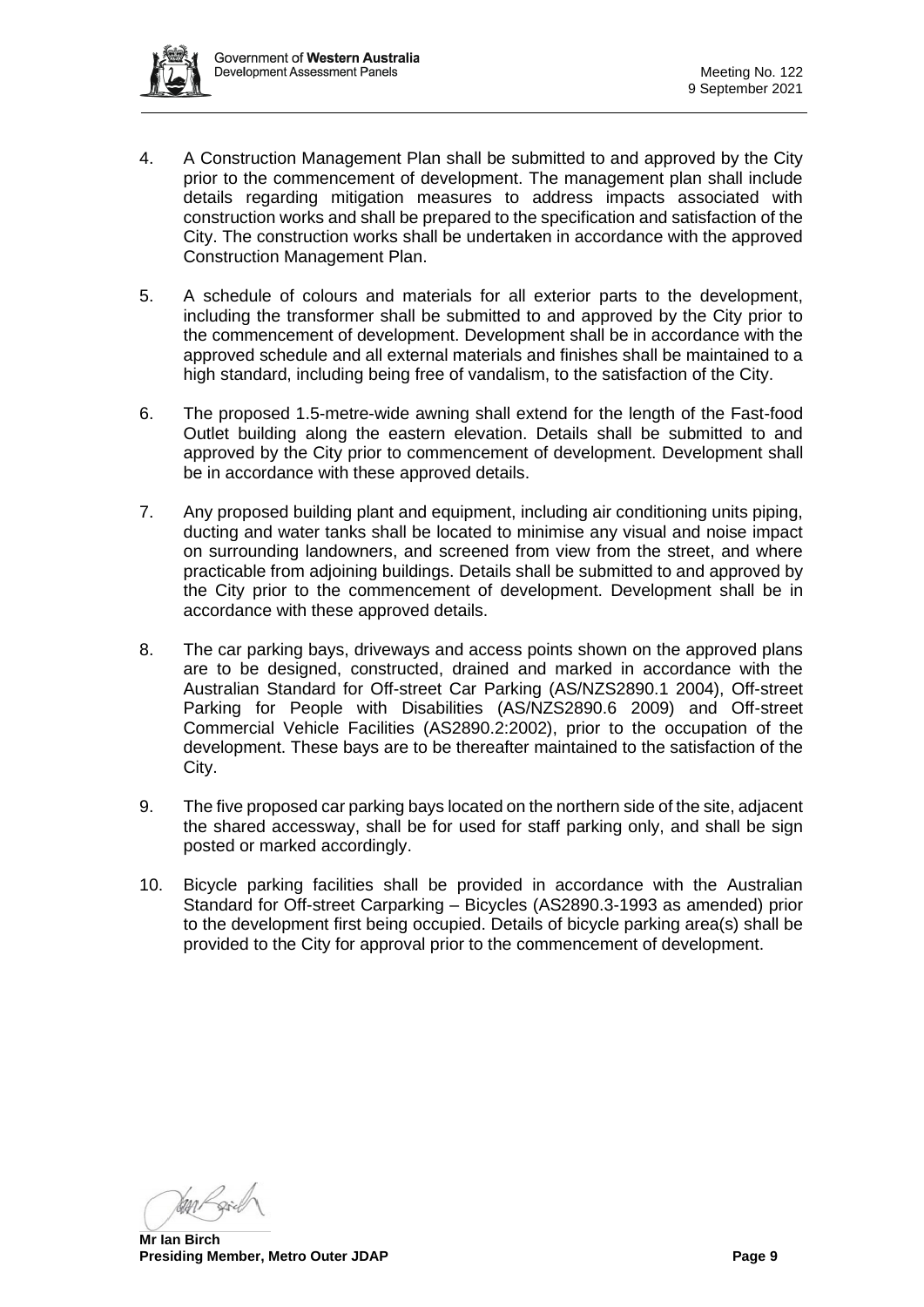4. A Construction Management Plan shall be submitted to and approved by the City prior to the commencement of development. The management plan shall include details regarding mitigation measures to address impacts associated with construction works and shall be prepared to the specification and satisfaction of the City. The construction works shall be undertaken in accordance with the approved Construction Management Plan.

5. A schedule of colours and materials for all exterior parts to the development, including the transformer shall be submitted to and approved by the City prior to the commencement of development. Development shall be in accordance with the approved schedule and all external materials and finishes shall be maintained to a high standard, including being free of vandalism, to the satisfaction of the City.

6. The proposed 1.5-metre-wide awning shall extend for the length of the Fast-food Outlet building along the eastern elevation. Details shall be submitted to and approved by the City prior to commencement of development. Development shall be in accordance with these approved details.

7. Any proposed building plant and equipment, including air conditioning units piping, ducting and water tanks shall be located to minimise any visual and noise impact on surrounding landowners, and screened from view from the street, and where practicable from adjoining buildings. Details shall be submitted to and approved by the City prior to the commencement of development. Development shall be in accordance with these approved details.

8. The car parking bays, driveways and access points shown on the approved plans are to be designed, constructed, drained and marked in accordance with the Australian Standard for Off-street Car Parking (AS/NZS2890.1 2004), Off-street Parking for People with Disabilities (AS/NZS2890.6 2009) and Off-street Commercial Vehicle Facilities (AS2890.2:2002), prior to the occupation of the development. These bays are to be thereafter maintained to the satisfaction of the City.

9. The five proposed car parking bays located on the northern side of the site, adjacent the shared accessway, shall be for used for staff parking only, and shall be sign posted or marked accordingly.

10. Bicycle parking facilities shall be provided in accordance with the Australian Standard for Off-street Carparking – Bicycles (AS2890.3-1993 as amended) prior to the development first being occupied. Details of bicycle parking area(s) shall be provided to the City for approval prior to the commencement of development.

**Mr Ian Birch**
**Presiding Member, Metro Outer JDAP**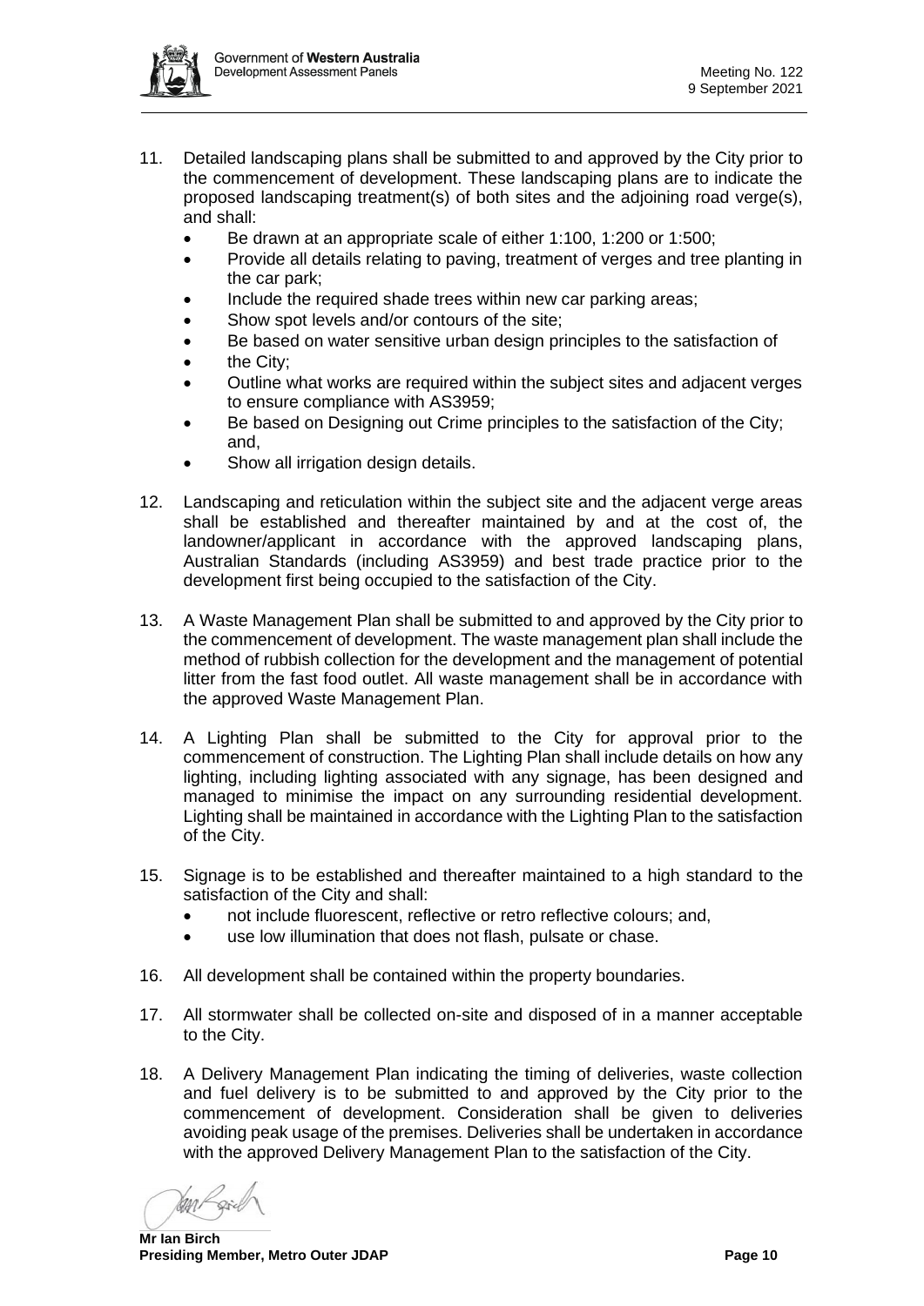11. Detailed landscaping plans shall be submitted to and approved by the City prior to the commencement of development. These landscaping plans are to indicate the proposed landscaping treatment(s) of both sites and the adjoining road verge(s), and shall:
    - Be drawn at an appropriate scale of either 1:100, 1:200 or 1:500;
    - Provide all details relating to paving, treatment of verges and tree planting in the car park;
    - Include the required shade trees within new car parking areas;
    - Show spot levels and/or contours of the site;
    - Be based on water sensitive urban design principles to the satisfaction of
    - the City;
    - Outline what works are required within the subject sites and adjacent verges to ensure compliance with AS3959;
    - Be based on Designing out Crime principles to the satisfaction of the City; and,
    - Show all irrigation design details.

12. Landscaping and reticulation within the subject site and the adjacent verge areas shall be established and thereafter maintained by and at the cost of, the landowner/applicant in accordance with the approved landscaping plans, Australian Standards (including AS3959) and best trade practice prior to the development first being occupied to the satisfaction of the City.

13. A Waste Management Plan shall be submitted to and approved by the City prior to the commencement of development. The waste management plan shall include the method of rubbish collection for the development and the management of potential litter from the fast food outlet. All waste management shall be in accordance with the approved Waste Management Plan.

14. A Lighting Plan shall be submitted to the City for approval prior to the commencement of construction. The Lighting Plan shall include details on how any lighting, including lighting associated with any signage, has been designed and managed to minimise the impact on any surrounding residential development. Lighting shall be maintained in accordance with the Lighting Plan to the satisfaction of the City.

15. Signage is to be established and thereafter maintained to a high standard to the satisfaction of the City and shall:
    - not include fluorescent, reflective or retro reflective colours; and,
    - use low illumination that does not flash, pulsate or chase.

16. All development shall be contained within the property boundaries.

17. All stormwater shall be collected on-site and disposed of in a manner acceptable to the City.

18. A Delivery Management Plan indicating the timing of deliveries, waste collection and fuel delivery is to be submitted to and approved by the City prior to the commencement of development. Consideration shall be given to deliveries avoiding peak usage of the premises. Deliveries shall be undertaken in accordance with the approved Delivery Management Plan to the satisfaction of the City.

**Mr Ian Birch**
**Presiding Member, Metro Outer JDAP**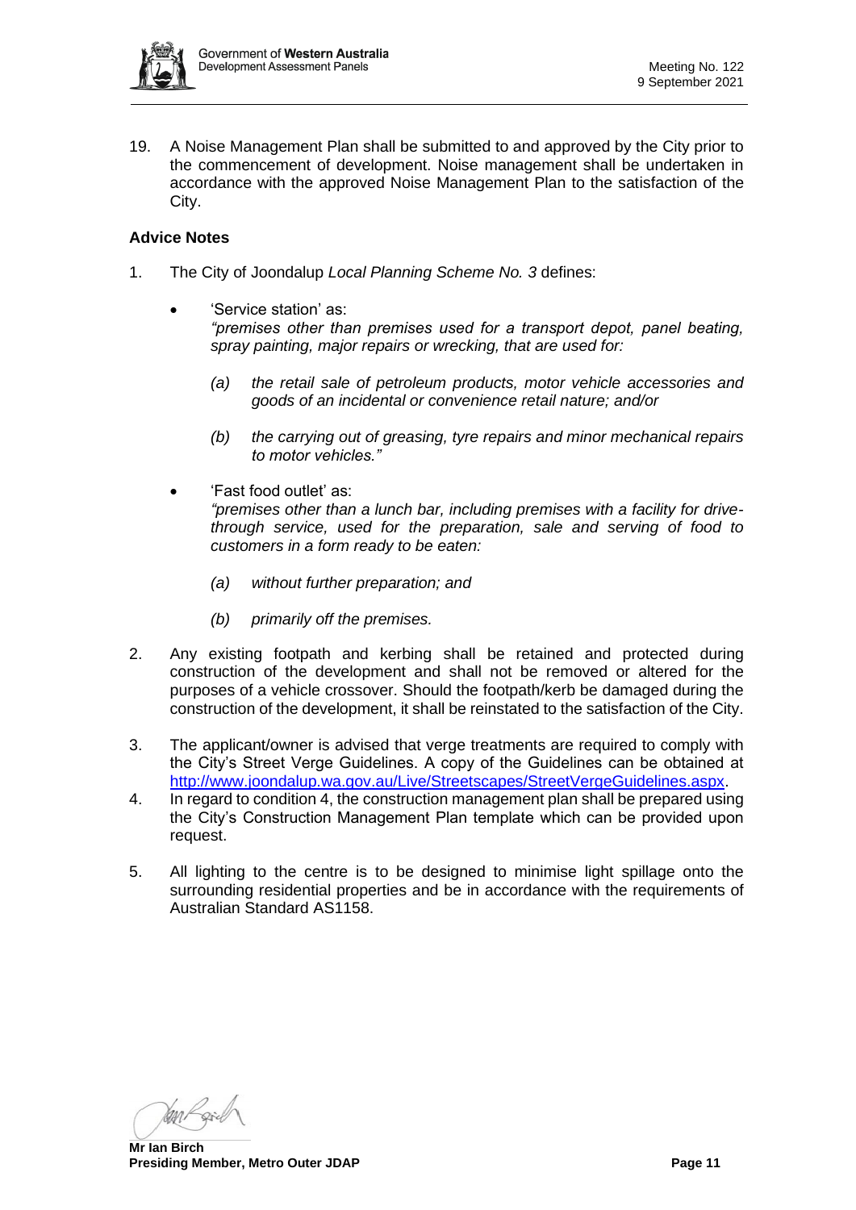19. A Noise Management Plan shall be submitted to and approved by the City prior to the commencement of development. Noise management shall be undertaken in accordance with the approved Noise Management Plan to the satisfaction of the City.

**Advice Notes**

1. The City of Joondalup *Local Planning Scheme No. 3* defines:

   - 'Service station' as:
     *"premises other than premises used for a transport depot, panel beating, spray painting, major repairs or wrecking, that are used for:*

     *(a) the retail sale of petroleum products, motor vehicle accessories and goods of an incidental or convenience retail nature; and/or*

     *(b) the carrying out of greasing, tyre repairs and minor mechanical repairs to motor vehicles."*

   - 'Fast food outlet' as:
     *"premises other than a lunch bar, including premises with a facility for drive-through service, used for the preparation, sale and serving of food to customers in a form ready to be eaten:*

     *(a) without further preparation; and*

     *(b) primarily off the premises.*

2. Any existing footpath and kerbing shall be retained and protected during construction of the development and shall not be removed or altered for the purposes of a vehicle crossover. Should the footpath/kerb be damaged during the construction of the development, it shall be reinstated to the satisfaction of the City.

3. The applicant/owner is advised that verge treatments are required to comply with the City's Street Verge Guidelines. A copy of the Guidelines can be obtained at http://www.joondalup.wa.gov.au/Live/Streetscapes/StreetVergeGuidelines.aspx.

4. In regard to condition 4, the construction management plan shall be prepared using the City's Construction Management Plan template which can be provided upon request.

5. All lighting to the centre is to be designed to minimise light spillage onto the surrounding residential properties and be in accordance with the requirements of Australian Standard AS1158.

**Mr Ian Birch**
**Presiding Member, Metro Outer JDAP**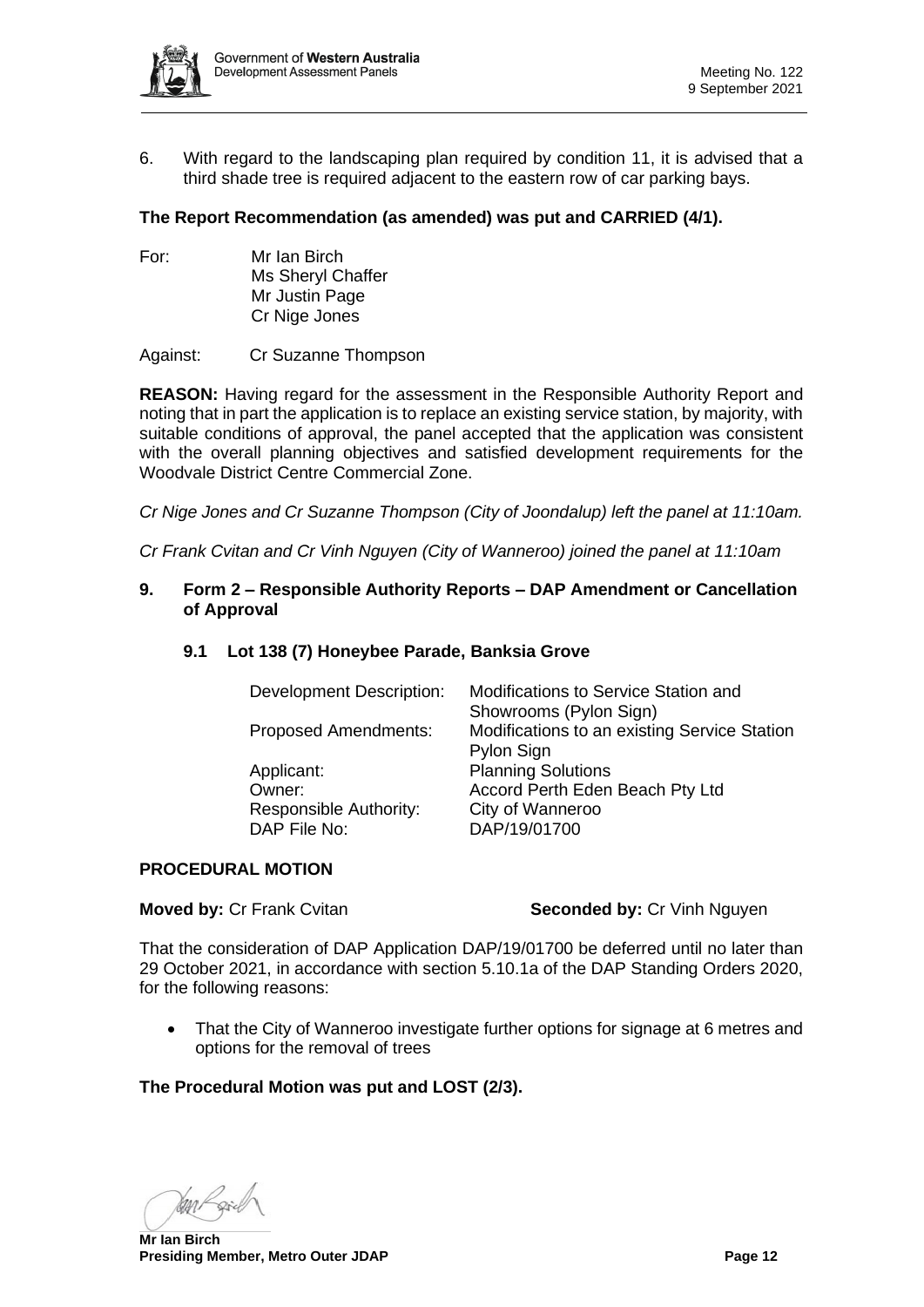6. With regard to the landscaping plan required by condition 11, it is advised that a third shade tree is required adjacent to the eastern row of car parking bays.

**The Report Recommendation (as amended) was put and CARRIED (4/1).**

For: Mr Ian Birch
Ms Sheryl Chaffer
Mr Justin Page
Cr Nige Jones

Against: Cr Suzanne Thompson

**REASON:** Having regard for the assessment in the Responsible Authority Report and noting that in part the application is to replace an existing service station, by majority, with suitable conditions of approval, the panel accepted that the application was consistent with the overall planning objectives and satisfied development requirements for the Woodvale District Centre Commercial Zone.

*Cr Nige Jones and Cr Suzanne Thompson (City of Joondalup) left the panel at 11:10am.*

*Cr Frank Cvitan and Cr Vinh Nguyen (City of Wanneroo) joined the panel at 11:10am*

## 9. Form 2 – Responsible Authority Reports – DAP Amendment or Cancellation of Approval

### 9.1 Lot 138 (7) Honeybee Parade, Banksia Grove

| | |
|---|---|
| Development Description: | Modifications to Service Station and Showrooms (Pylon Sign) |
| Proposed Amendments: | Modifications to an existing Service Station Pylon Sign |
| Applicant: | Planning Solutions |
| Owner: | Accord Perth Eden Beach Pty Ltd |
| Responsible Authority: | City of Wanneroo |
| DAP File No: | DAP/19/01700 |

**PROCEDURAL MOTION**

**Moved by:** Cr Frank Cvitan **Seconded by:** Cr Vinh Nguyen

That the consideration of DAP Application DAP/19/01700 be deferred until no later than 29 October 2021, in accordance with section 5.10.1a of the DAP Standing Orders 2020, for the following reasons:

- That the City of Wanneroo investigate further options for signage at 6 metres and options for the removal of trees

**The Procedural Motion was put and LOST (2/3).**

**Mr Ian Birch**
**Presiding Member, Metro Outer JDAP**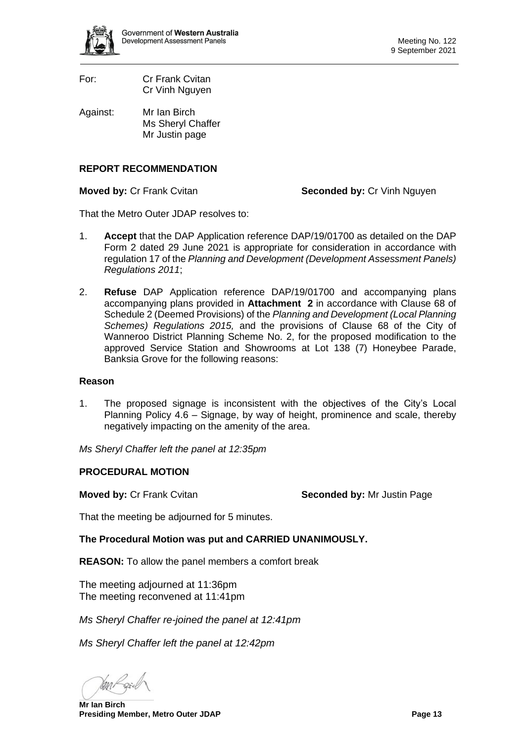For: Cr Frank Cvitan
Cr Vinh Nguyen

Against: Mr Ian Birch
Ms Sheryl Chaffer
Mr Justin page

**REPORT RECOMMENDATION**

**Moved by:** Cr Frank Cvitan **Seconded by:** Cr Vinh Nguyen

That the Metro Outer JDAP resolves to:

1. **Accept** that the DAP Application reference DAP/19/01700 as detailed on the DAP Form 2 dated 29 June 2021 is appropriate for consideration in accordance with regulation 17 of the *Planning and Development (Development Assessment Panels) Regulations 2011*;

2. **Refuse** DAP Application reference DAP/19/01700 and accompanying plans accompanying plans provided in **Attachment 2** in accordance with Clause 68 of Schedule 2 (Deemed Provisions) of the *Planning and Development (Local Planning Schemes) Regulations 2015,* and the provisions of Clause 68 of the City of Wanneroo District Planning Scheme No. 2, for the proposed modification to the approved Service Station and Showrooms at Lot 138 (7) Honeybee Parade, Banksia Grove for the following reasons:

**Reason**

1. The proposed signage is inconsistent with the objectives of the City's Local Planning Policy 4.6 – Signage, by way of height, prominence and scale, thereby negatively impacting on the amenity of the area.

*Ms Sheryl Chaffer left the panel at 12:35pm*

**PROCEDURAL MOTION**

**Moved by:** Cr Frank Cvitan **Seconded by:** Mr Justin Page

That the meeting be adjourned for 5 minutes.

**The Procedural Motion was put and CARRIED UNANIMOUSLY.**

**REASON:** To allow the panel members a comfort break

The meeting adjourned at 11:36pm
The meeting reconvened at 11:41pm

*Ms Sheryl Chaffer re-joined the panel at 12:41pm*

*Ms Sheryl Chaffer left the panel at 12:42pm*

**Mr Ian Birch**
**Presiding Member, Metro Outer JDAP**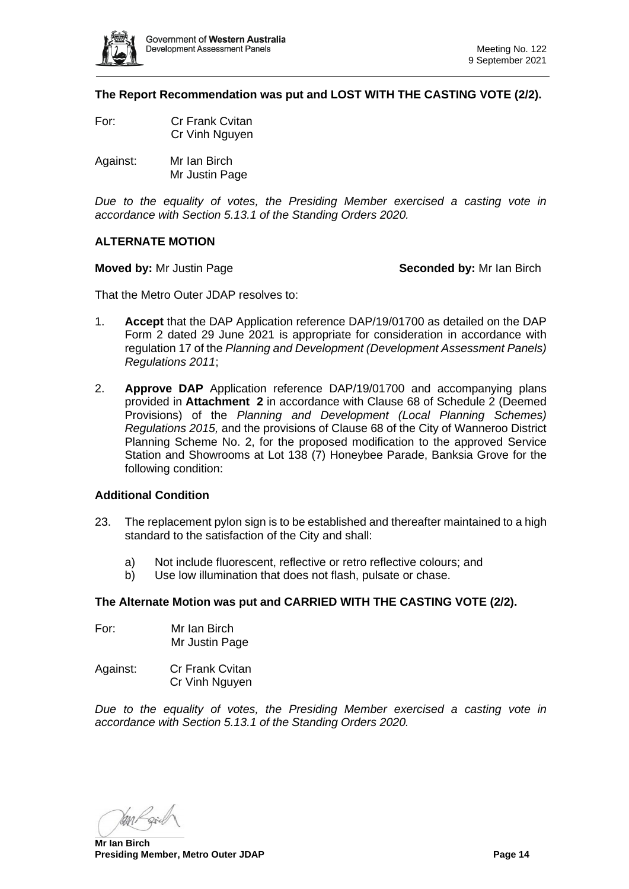**The Report Recommendation was put and LOST WITH THE CASTING VOTE (2/2).**

For: Cr Frank Cvitan
Cr Vinh Nguyen

Against: Mr Ian Birch
Mr Justin Page

*Due to the equality of votes, the Presiding Member exercised a casting vote in accordance with Section 5.13.1 of the Standing Orders 2020.*

**ALTERNATE MOTION**

**Moved by:** Mr Justin Page **Seconded by:** Mr Ian Birch

That the Metro Outer JDAP resolves to:

1. **Accept** that the DAP Application reference DAP/19/01700 as detailed on the DAP Form 2 dated 29 June 2021 is appropriate for consideration in accordance with regulation 17 of the *Planning and Development (Development Assessment Panels) Regulations 2011*;

2. **Approve DAP** Application reference DAP/19/01700 and accompanying plans provided in **Attachment 2** in accordance with Clause 68 of Schedule 2 (Deemed Provisions) of the *Planning and Development (Local Planning Schemes) Regulations 2015,* and the provisions of Clause 68 of the City of Wanneroo District Planning Scheme No. 2, for the proposed modification to the approved Service Station and Showrooms at Lot 138 (7) Honeybee Parade, Banksia Grove for the following condition:

**Additional Condition**

23. The replacement pylon sign is to be established and thereafter maintained to a high standard to the satisfaction of the City and shall:

    a) Not include fluorescent, reflective or retro reflective colours; and
    b) Use low illumination that does not flash, pulsate or chase.

**The Alternate Motion was put and CARRIED WITH THE CASTING VOTE (2/2).**

For: Mr Ian Birch
Mr Justin Page

Against: Cr Frank Cvitan
Cr Vinh Nguyen

*Due to the equality of votes, the Presiding Member exercised a casting vote in accordance with Section 5.13.1 of the Standing Orders 2020.*

**Mr Ian Birch**
**Presiding Member, Metro Outer JDAP**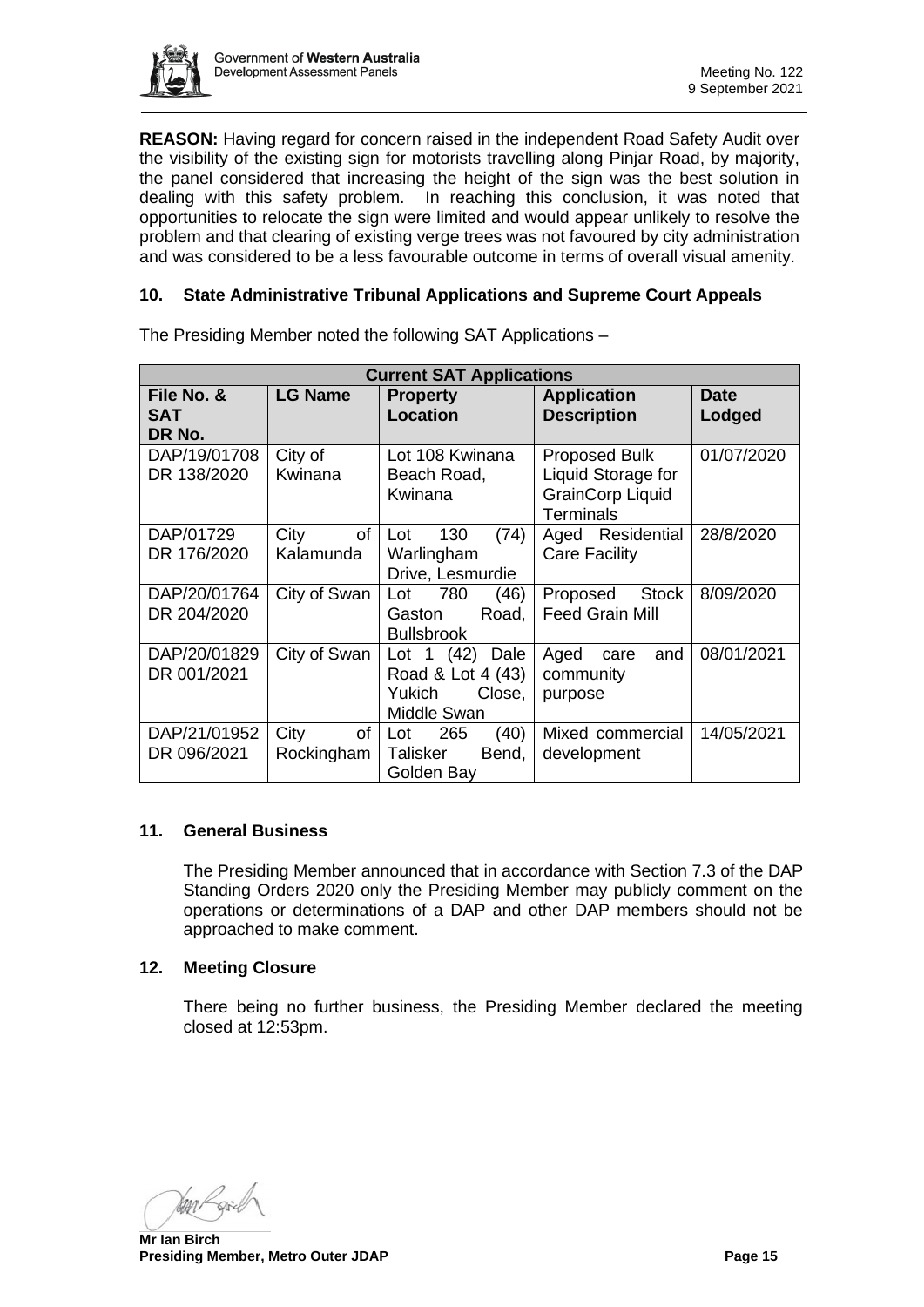**REASON:** Having regard for concern raised in the independent Road Safety Audit over the visibility of the existing sign for motorists travelling along Pinjar Road, by majority, the panel considered that increasing the height of the sign was the best solution in dealing with this safety problem. In reaching this conclusion, it was noted that opportunities to relocate the sign were limited and would appear unlikely to resolve the problem and that clearing of existing verge trees was not favoured by city administration and was considered to be a less favourable outcome in terms of overall visual amenity.

## 10. State Administrative Tribunal Applications and Supreme Court Appeals

The Presiding Member noted the following SAT Applications –

| **Current SAT Applications** | | | | |
|---|---|---|---|---|
| **File No. & SAT DR No.** | **LG Name** | **Property Location** | **Application Description** | **Date Lodged** |
| DAP/19/01708 DR 138/2020 | City of Kwinana | Lot 108 Kwinana Beach Road, Kwinana | Proposed Bulk Liquid Storage for GrainCorp Liquid Terminals | 01/07/2020 |
| DAP/01729 DR 176/2020 | City of Kalamunda | Lot 130 (74) Warlingham Drive, Lesmurdie | Aged Residential Care Facility | 28/8/2020 |
| DAP/20/01764 DR 204/2020 | City of Swan | Lot 780 (46) Gaston Road, Bullsbrook | Proposed Stock Feed Grain Mill | 8/09/2020 |
| DAP/20/01829 DR 001/2021 | City of Swan | Lot 1 (42) Dale Road & Lot 4 (43) Yukich Close, Middle Swan | Aged care and community purpose | 08/01/2021 |
| DAP/21/01952 DR 096/2021 | City of Rockingham | Lot 265 (40) Talisker Bend, Golden Bay | Mixed commercial development | 14/05/2021 |

## 11. General Business

The Presiding Member announced that in accordance with Section 7.3 of the DAP Standing Orders 2020 only the Presiding Member may publicly comment on the operations or determinations of a DAP and other DAP members should not be approached to make comment.

## 12. Meeting Closure

There being no further business, the Presiding Member declared the meeting closed at 12:53pm.

**Mr Ian Birch**
**Presiding Member, Metro Outer JDAP**